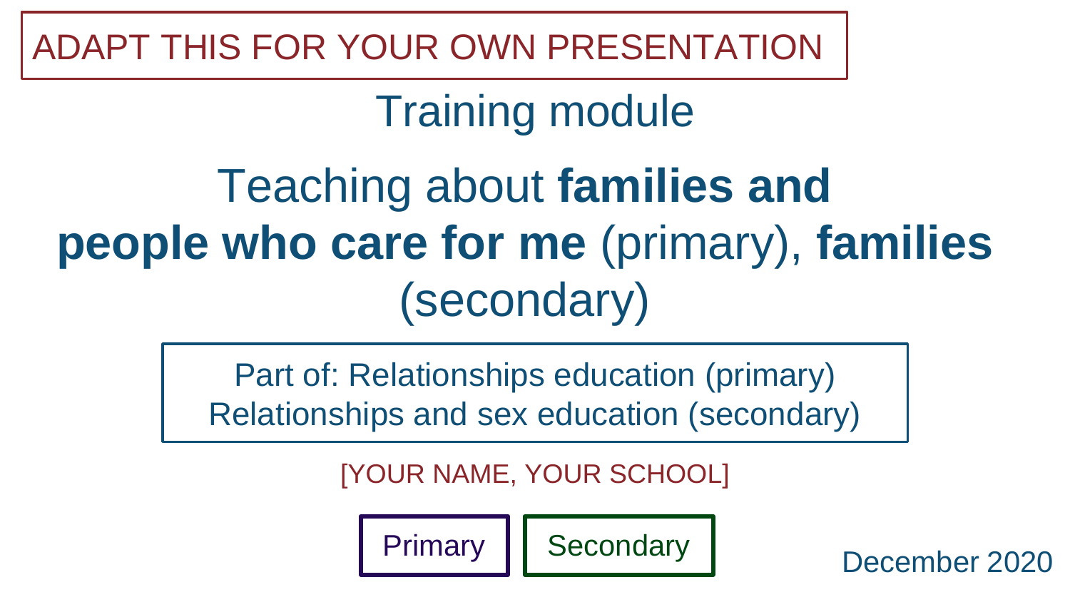ADAPT THIS FOR YOUR OWN PRESENTATION

## Training module

# Teaching about **families and people who care for me** (primary), **families** (secondary)

Part of: Relationships education (primary)
Relationships and sex education (secondary)

[YOUR NAME, YOUR SCHOOL]

Primary

Secondary

December 2020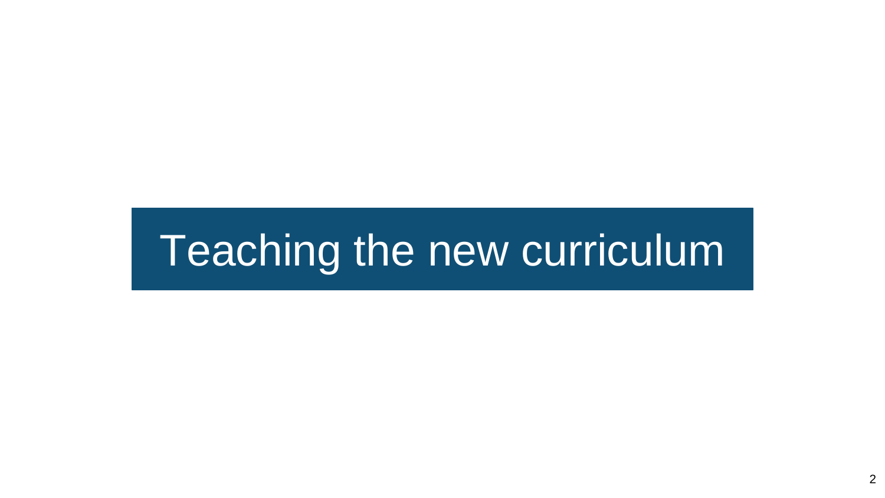# Teaching the new curriculum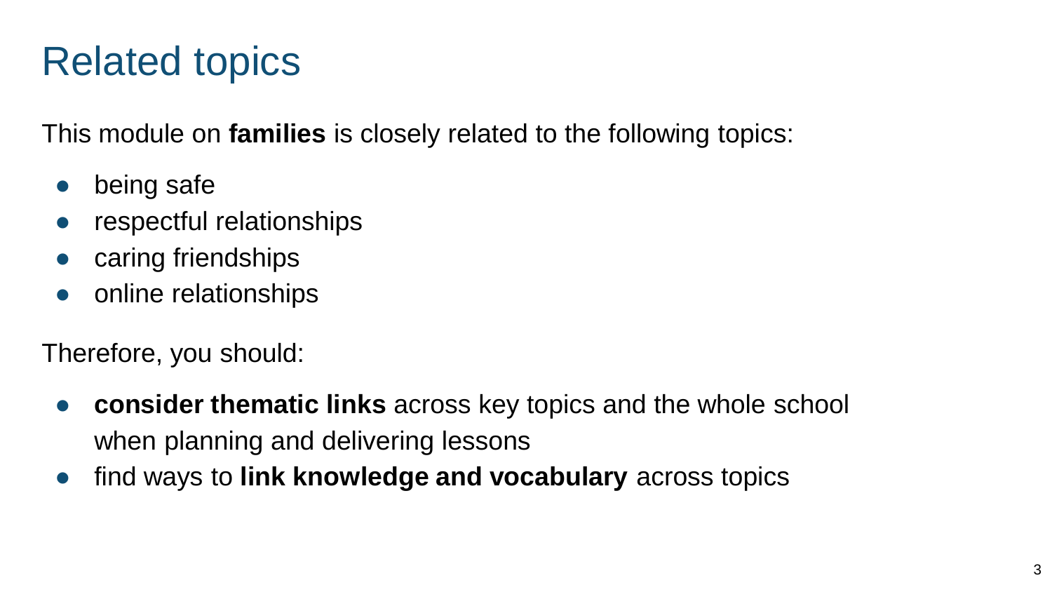# Related topics

This module on **families** is closely related to the following topics:

- being safe
- respectful relationships
- caring friendships
- online relationships

Therefore, you should:

- **consider thematic links** across key topics and the whole school when planning and delivering lessons
- find ways to **link knowledge and vocabulary** across topics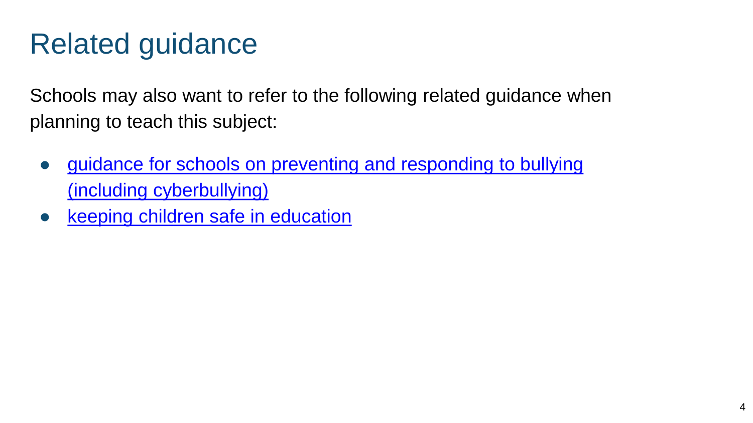# Related guidance

Schools may also want to refer to the following related guidance when planning to teach this subject:

- guidance for schools on preventing and responding to bullying (including cyberbullying)
- keeping children safe in education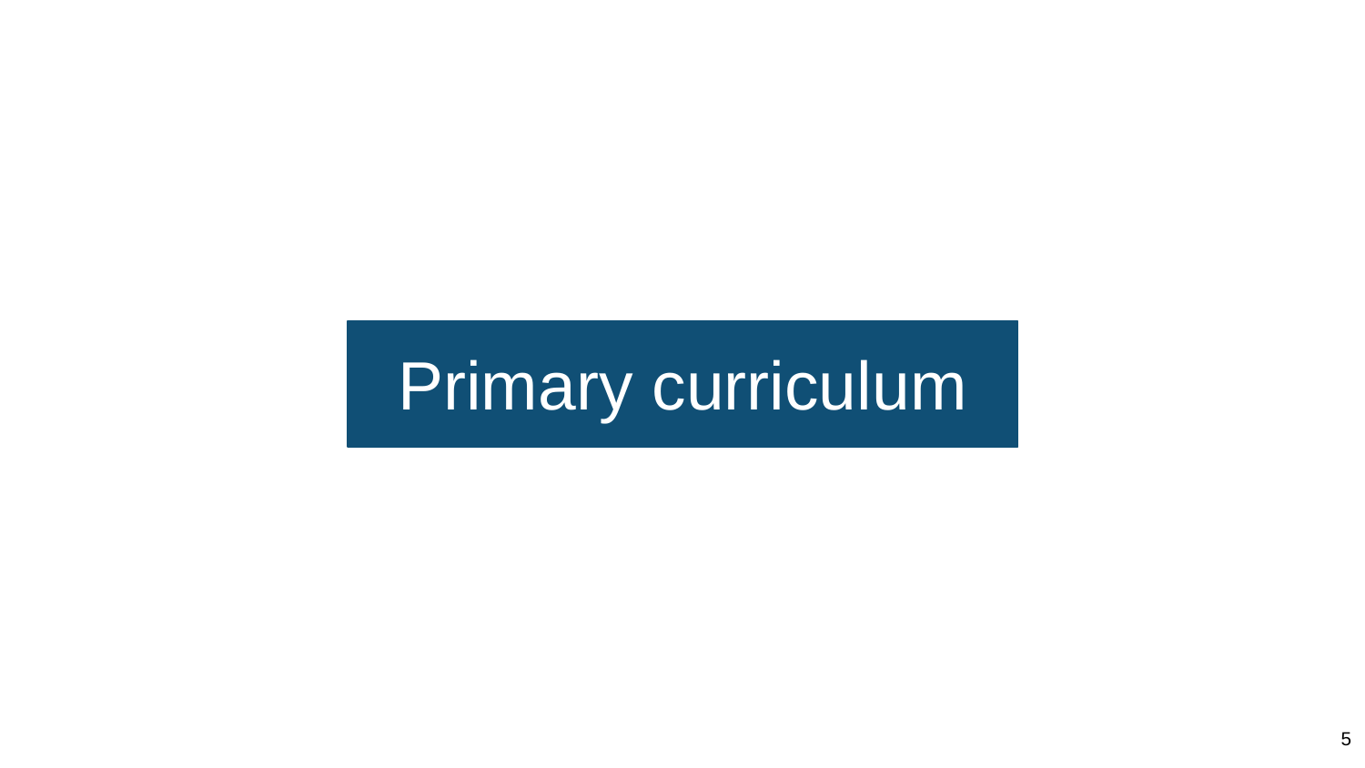# Primary curriculum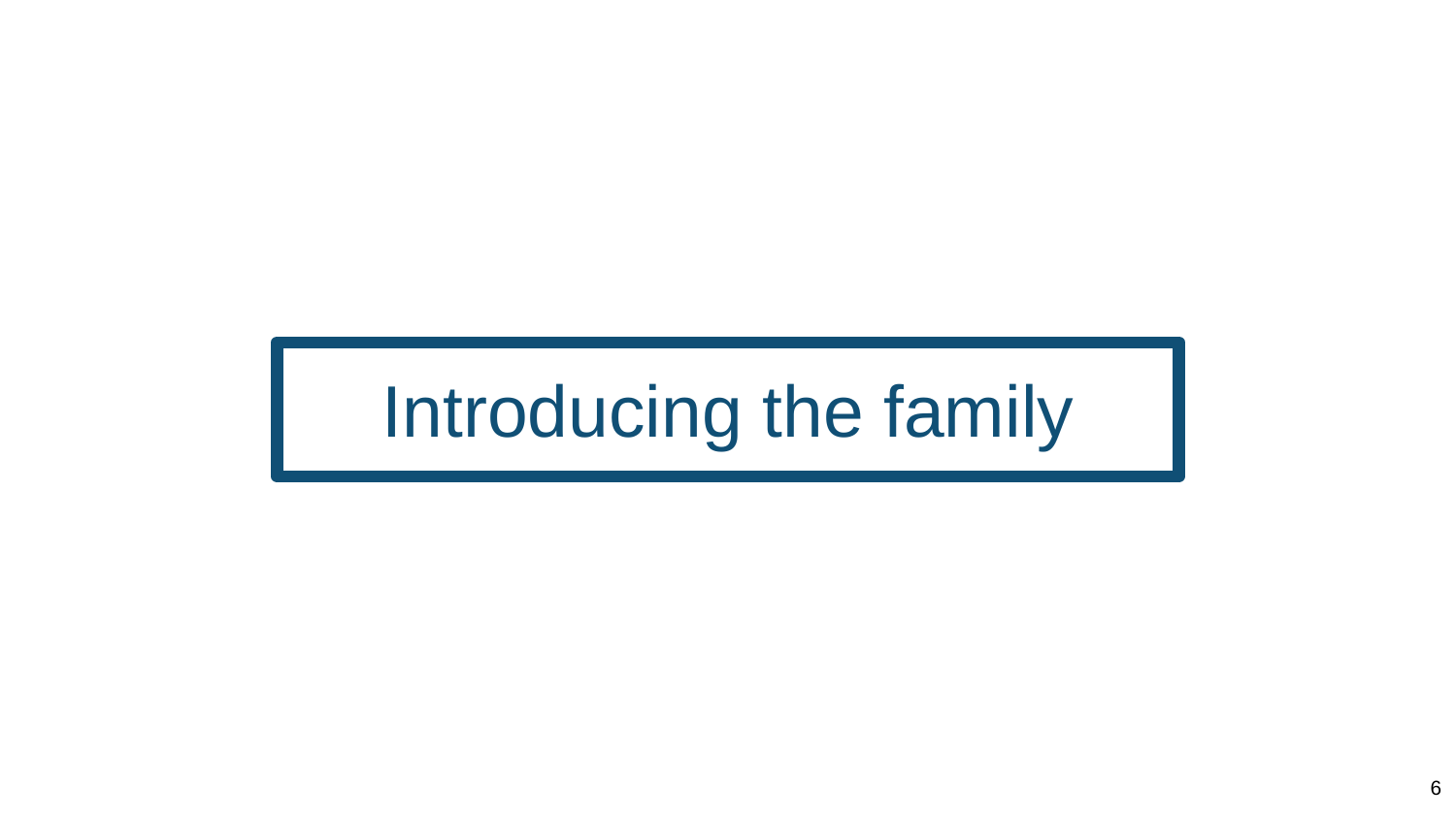# Introducing the family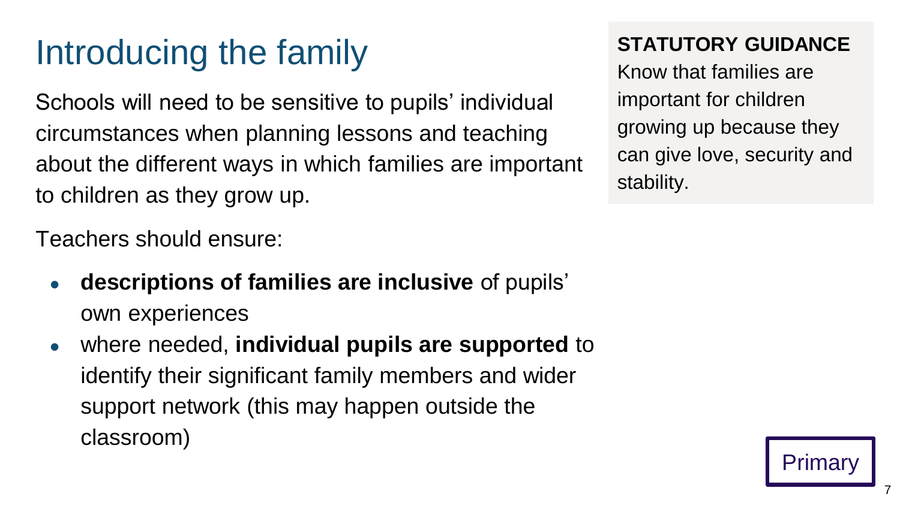# Introducing the family

Schools will need to be sensitive to pupils' individual circumstances when planning lessons and teaching about the different ways in which families are important to children as they grow up.

Teachers should ensure:

- **descriptions of families are inclusive** of pupils' own experiences
- where needed, **individual pupils are supported** to identify their significant family members and wider support network (this may happen outside the classroom)

**STATUTORY GUIDANCE**
Know that families are important for children growing up because they can give love, security and stability.

Primary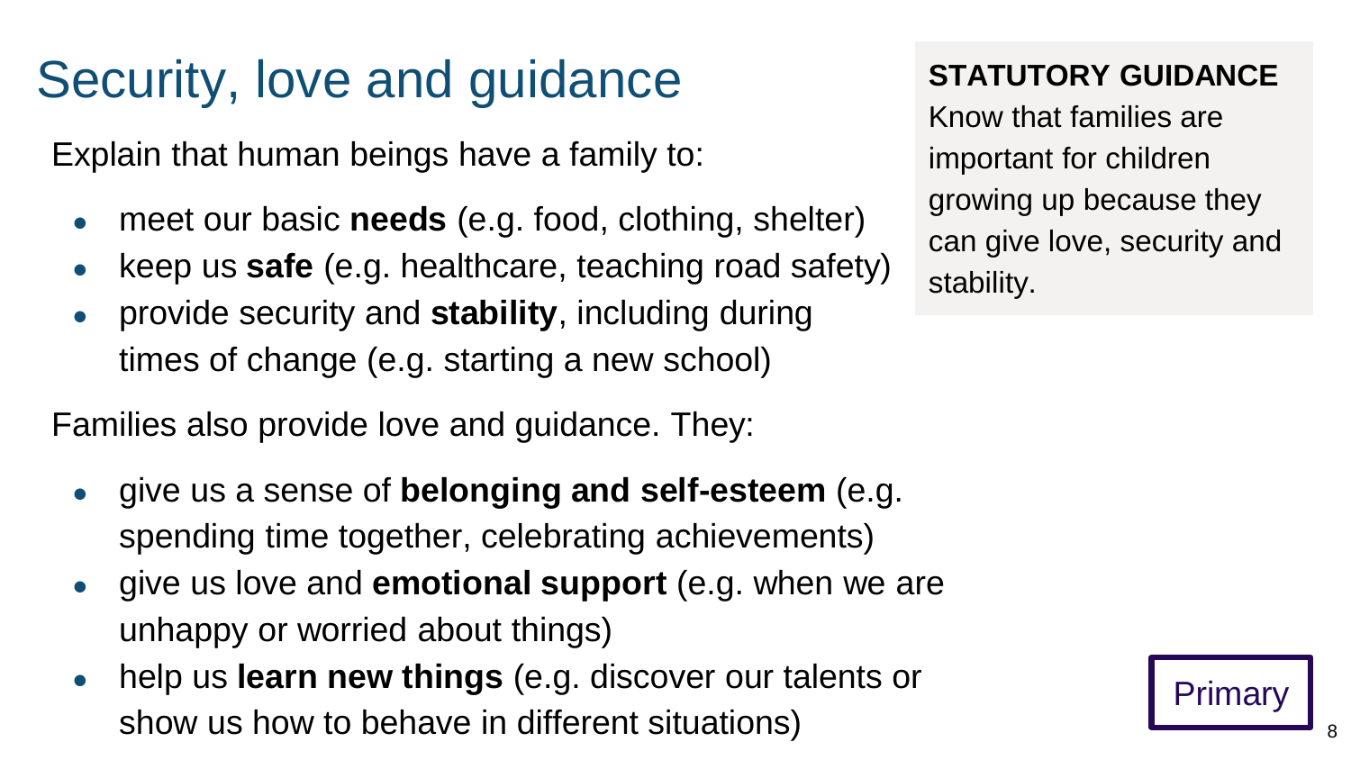# Security, love and guidance

Explain that human beings have a family to:

- meet our basic **needs** (e.g. food, clothing, shelter)
- keep us **safe** (e.g. healthcare, teaching road safety)
- provide security and **stability**, including during times of change (e.g. starting a new school)

Families also provide love and guidance. They:

- give us a sense of **belonging and self-esteem** (e.g. spending time together, celebrating achievements)
- give us love and **emotional support** (e.g. when we are unhappy or worried about things)
- help us **learn new things** (e.g. discover our talents or show us how to behave in different situations)

**STATUTORY GUIDANCE**

Know that families are important for children growing up because they can give love, security and stability.

Primary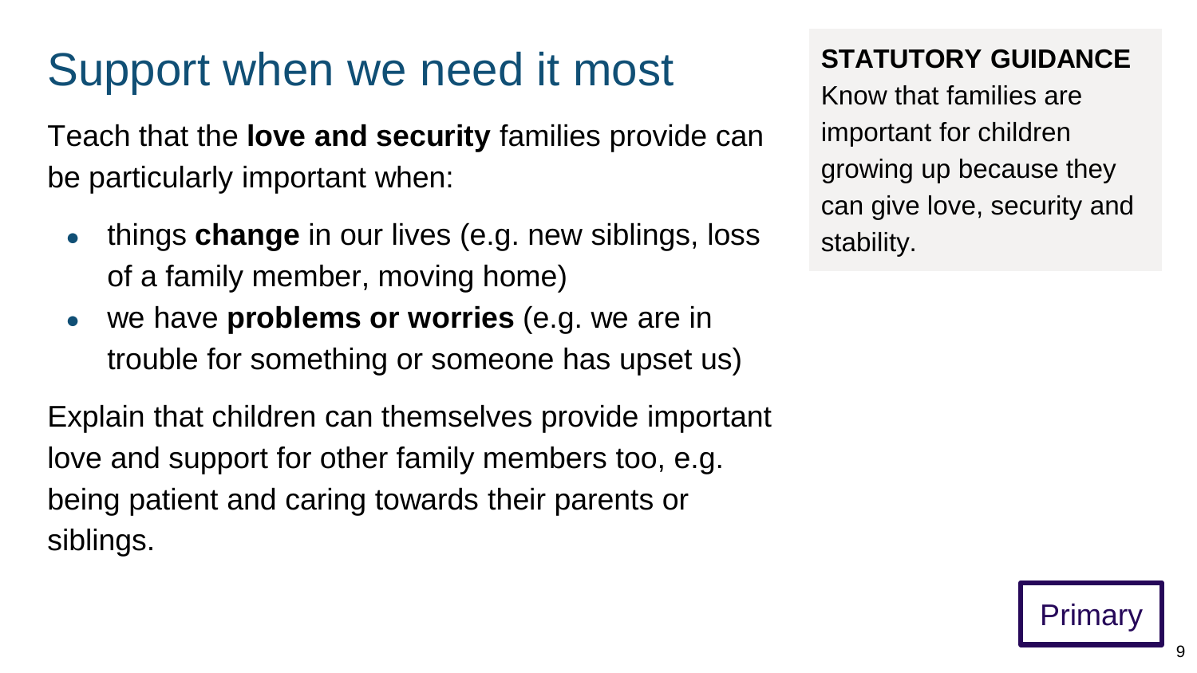# Support when we need it most

Teach that the **love and security** families provide can be particularly important when:

- things **change** in our lives (e.g. new siblings, loss of a family member, moving home)
- we have **problems or worries** (e.g. we are in trouble for something or someone has upset us)

Explain that children can themselves provide important love and support for other family members too, e.g. being patient and caring towards their parents or siblings.

**STATUTORY GUIDANCE**
Know that families are important for children growing up because they can give love, security and stability.

Primary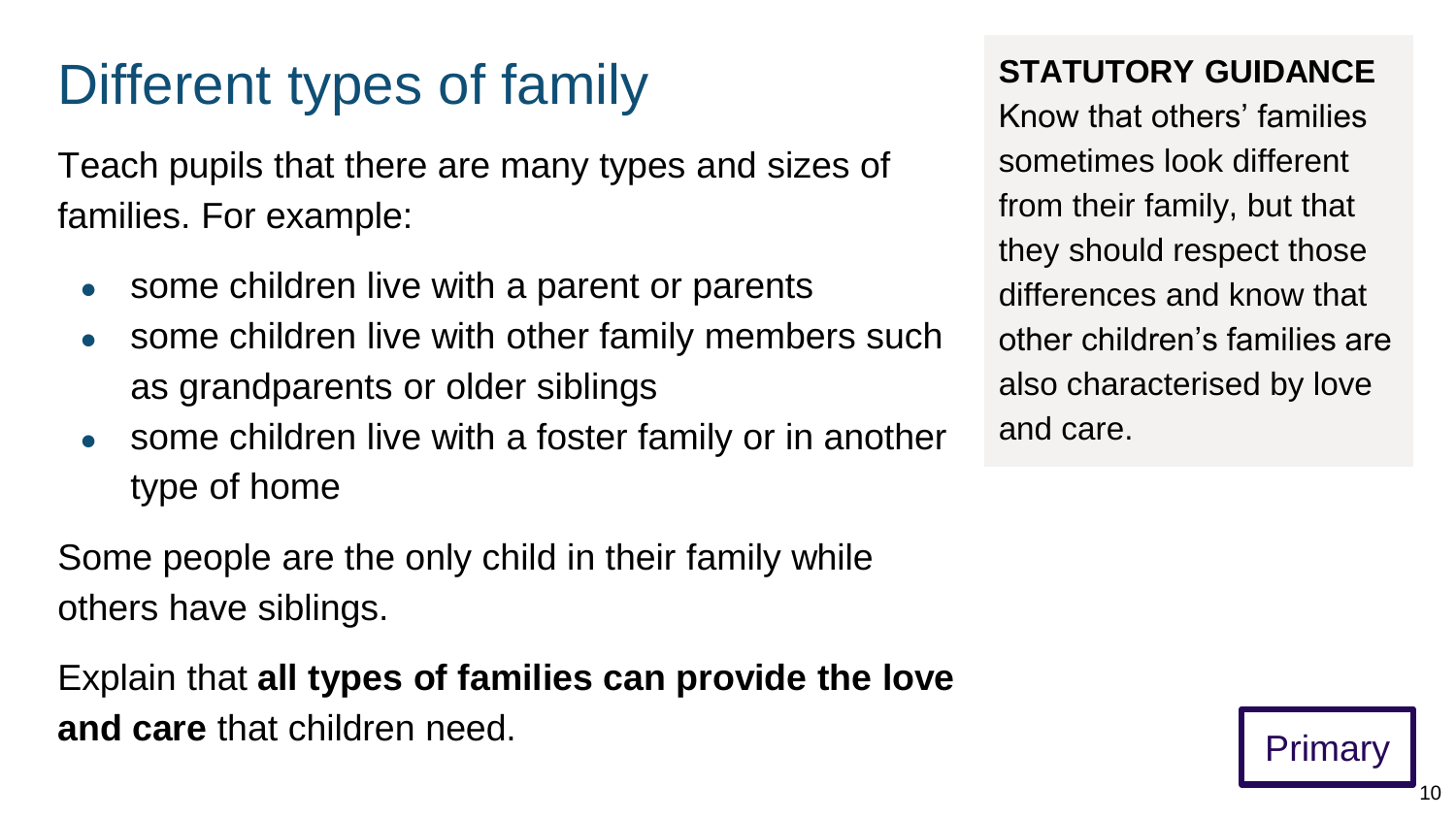# Different types of family

Teach pupils that there are many types and sizes of families. For example:

- some children live with a parent or parents
- some children live with other family members such as grandparents or older siblings
- some children live with a foster family or in another type of home

Some people are the only child in their family while others have siblings.

Explain that **all types of families can provide the love and care** that children need.

**STATUTORY GUIDANCE**
Know that others' families sometimes look different from their family, but that they should respect those differences and know that other children's families are also characterised by love and care.

Primary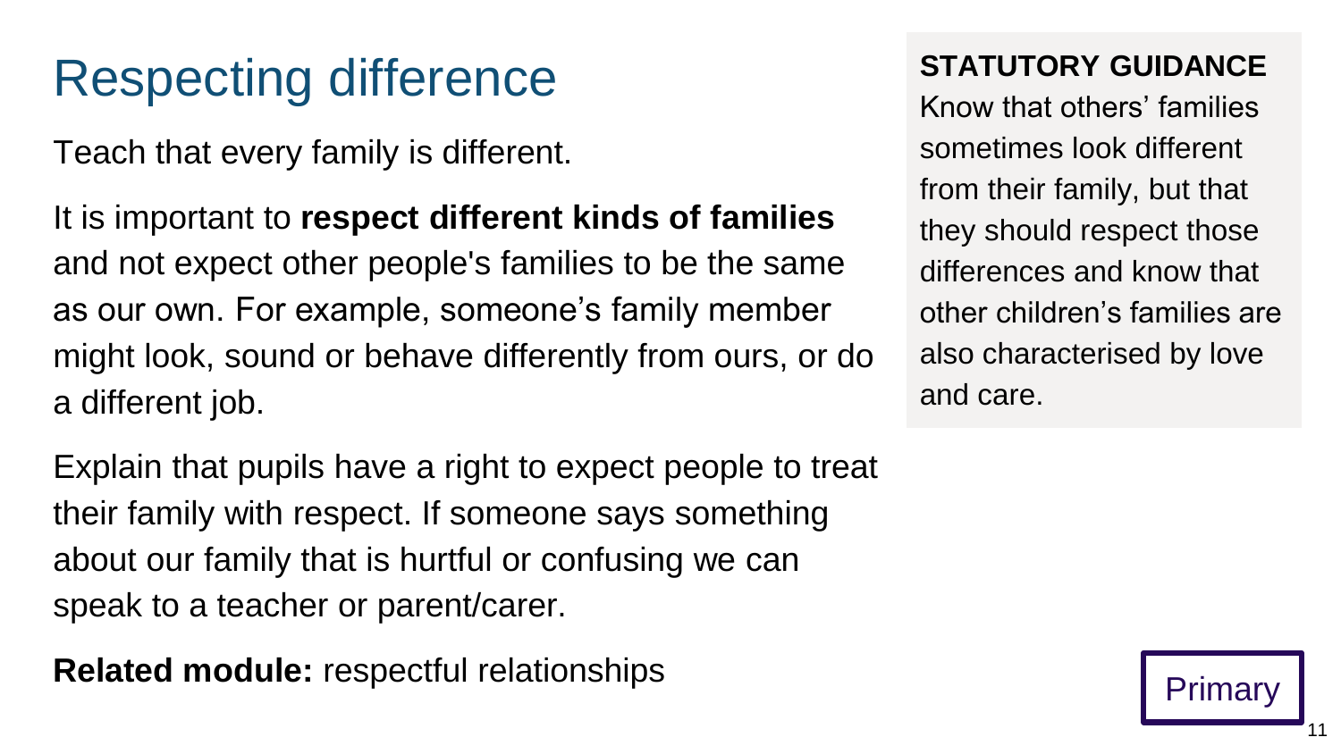# Respecting difference

Teach that every family is different.

It is important to **respect different kinds of families** and not expect other people's families to be the same as our own. For example, someone's family member might look, sound or behave differently from ours, or do a different job.

Explain that pupils have a right to expect people to treat their family with respect. If someone says something about our family that is hurtful or confusing we can speak to a teacher or parent/carer.

**Related module:** respectful relationships

**STATUTORY GUIDANCE**

Know that others' families sometimes look different from their family, but that they should respect those differences and know that other children's families are also characterised by love and care.

Primary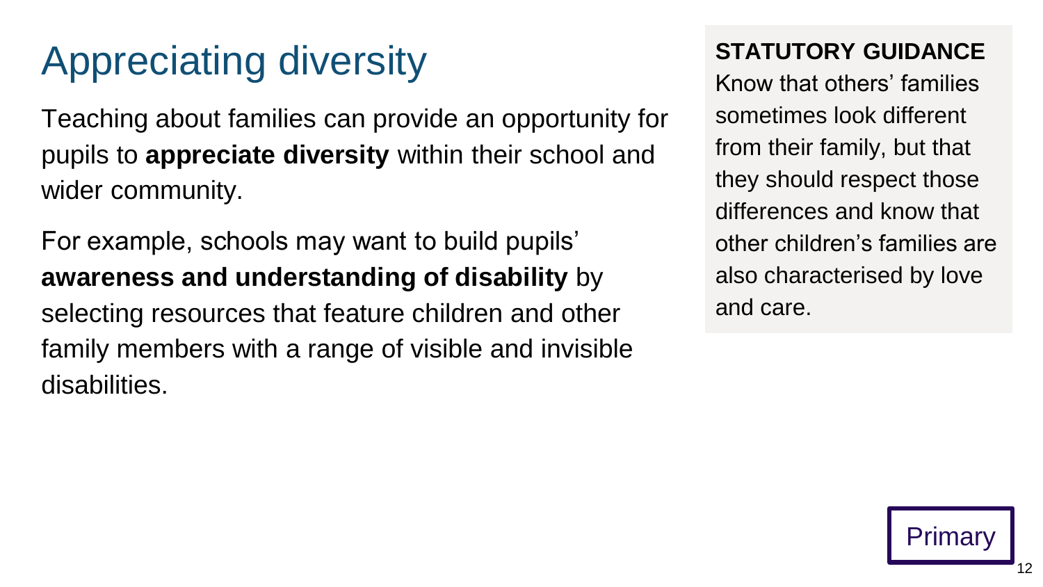# Appreciating diversity

Teaching about families can provide an opportunity for pupils to **appreciate diversity** within their school and wider community.

For example, schools may want to build pupils' **awareness and understanding of disability** by selecting resources that feature children and other family members with a range of visible and invisible disabilities.

**STATUTORY GUIDANCE**

Know that others' families sometimes look different from their family, but that they should respect those differences and know that other children's families are also characterised by love and care.

Primary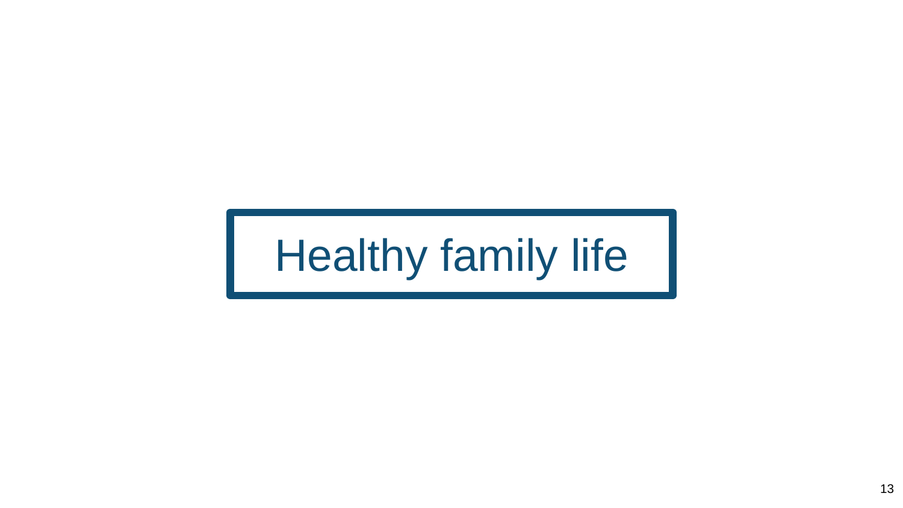# Healthy family life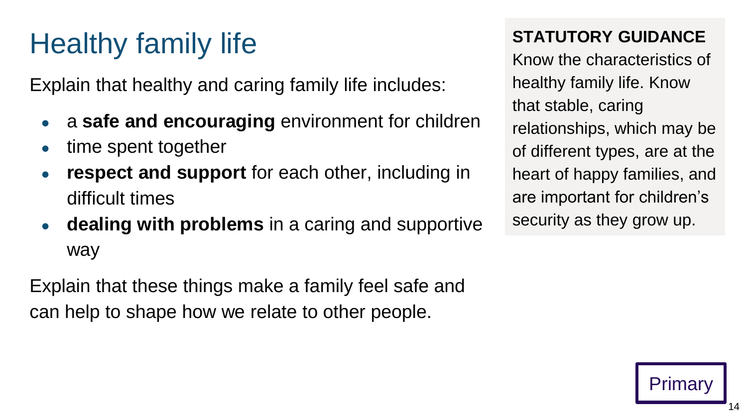# Healthy family life

Explain that healthy and caring family life includes:

- a **safe and encouraging** environment for children
- time spent together
- **respect and support** for each other, including in difficult times
- **dealing with problems** in a caring and supportive way

Explain that these things make a family feel safe and can help to shape how we relate to other people.

**STATUTORY GUIDANCE**

Know the characteristics of healthy family life. Know that stable, caring relationships, which may be of different types, are at the heart of happy families, and are important for children's security as they grow up.

Primary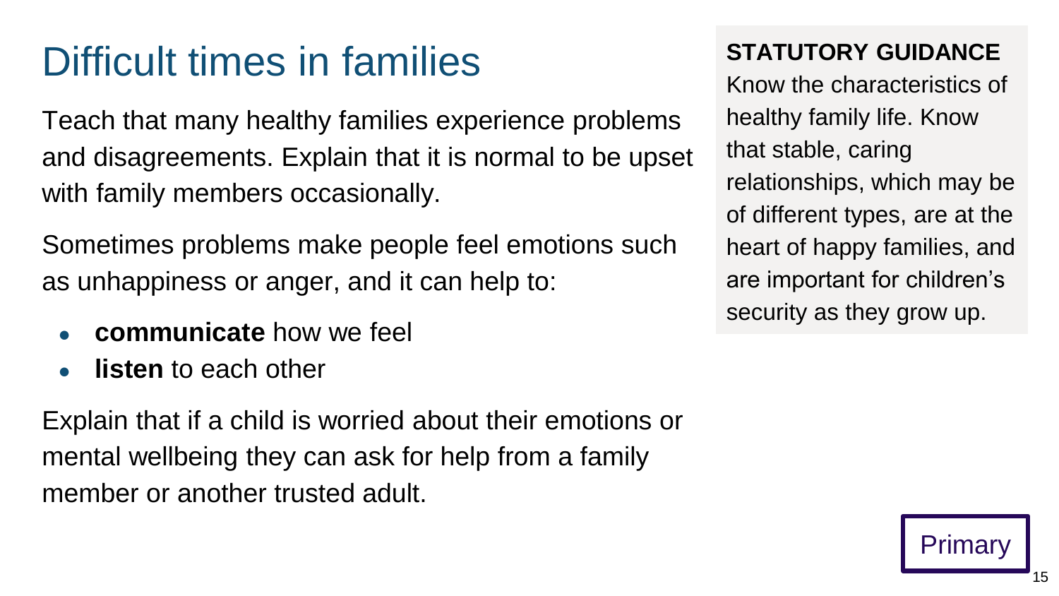# Difficult times in families

Teach that many healthy families experience problems and disagreements. Explain that it is normal to be upset with family members occasionally.

Sometimes problems make people feel emotions such as unhappiness or anger, and it can help to:

- **communicate** how we feel
- **listen** to each other

Explain that if a child is worried about their emotions or mental wellbeing they can ask for help from a family member or another trusted adult.

**STATUTORY GUIDANCE**

Know the characteristics of healthy family life. Know that stable, caring relationships, which may be of different types, are at the heart of happy families, and are important for children's security as they grow up.

Primary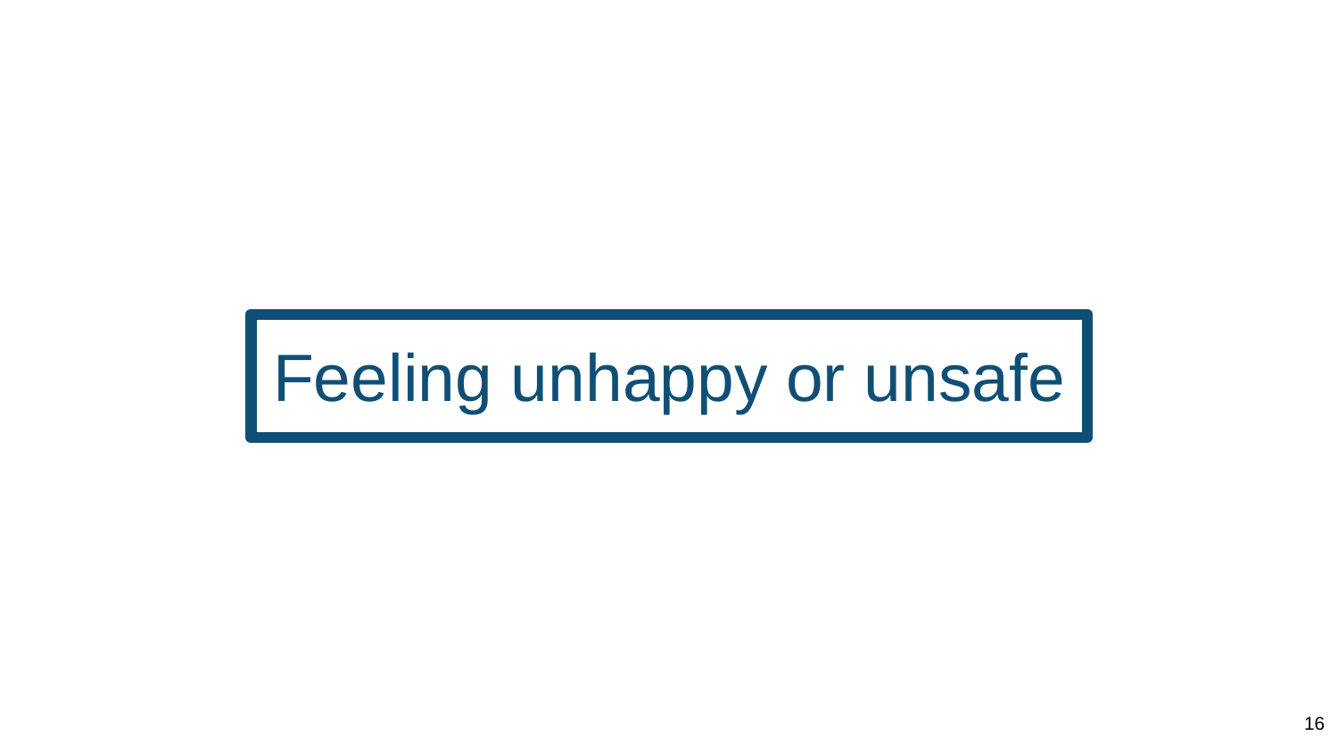# Feeling unhappy or unsafe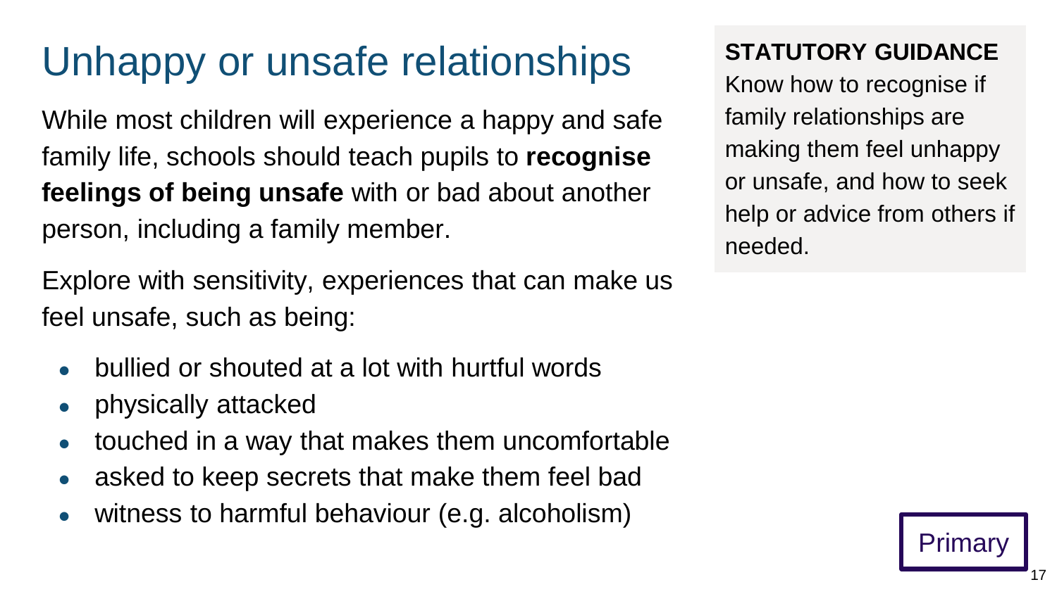# Unhappy or unsafe relationships

While most children will experience a happy and safe family life, schools should teach pupils to **recognise feelings of being unsafe** with or bad about another person, including a family member.

Explore with sensitivity, experiences that can make us feel unsafe, such as being:

- bullied or shouted at a lot with hurtful words
- physically attacked
- touched in a way that makes them uncomfortable
- asked to keep secrets that make them feel bad
- witness to harmful behaviour (e.g. alcoholism)

**STATUTORY GUIDANCE**
Know how to recognise if family relationships are making them feel unhappy or unsafe, and how to seek help or advice from others if needed.

Primary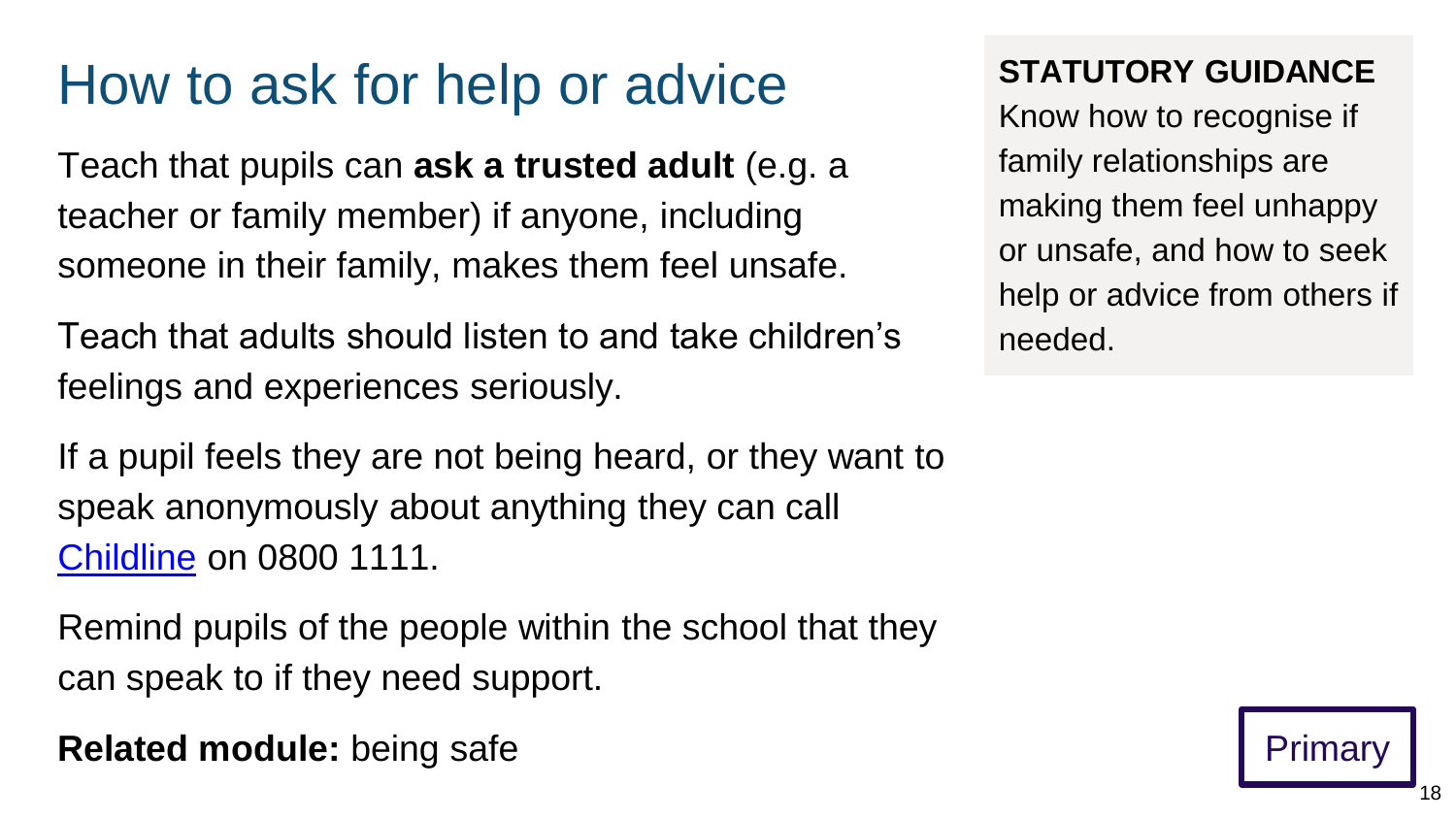# How to ask for help or advice

Teach that pupils can **ask a trusted adult** (e.g. a teacher or family member) if anyone, including someone in their family, makes them feel unsafe.

Teach that adults should listen to and take children's feelings and experiences seriously.

If a pupil feels they are not being heard, or they want to speak anonymously about anything they can call Childline on 0800 1111.

Remind pupils of the people within the school that they can speak to if they need support.

**Related module:** being safe

**STATUTORY GUIDANCE**

Know how to recognise if family relationships are making them feel unhappy or unsafe, and how to seek help or advice from others if needed.

Primary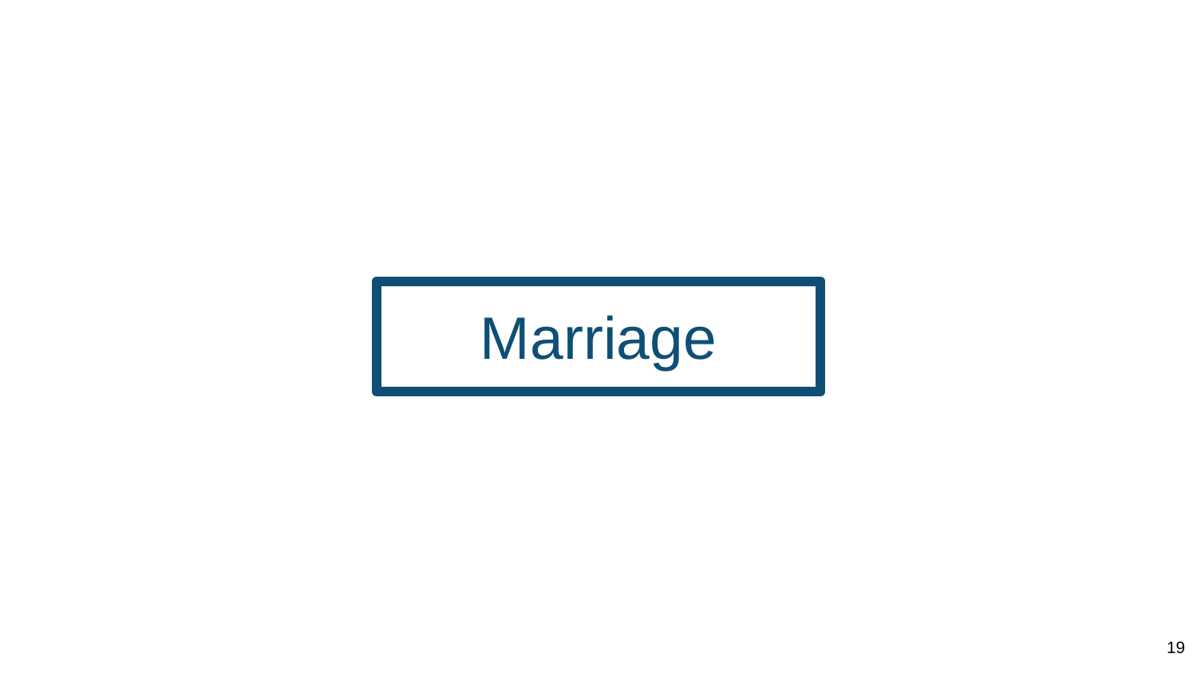# Marriage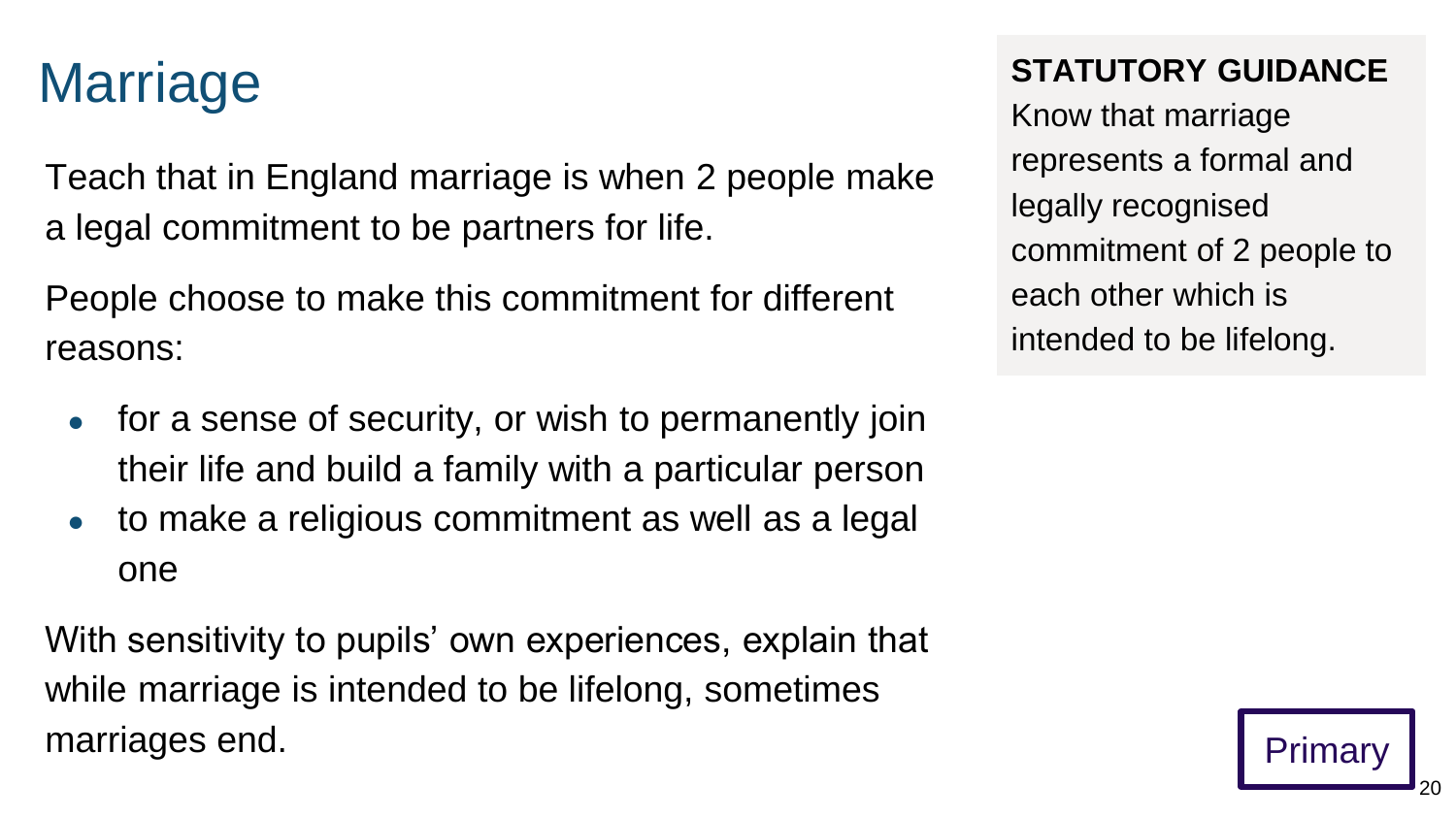# Marriage

Teach that in England marriage is when 2 people make a legal commitment to be partners for life.

People choose to make this commitment for different reasons:

- for a sense of security, or wish to permanently join their life and build a family with a particular person
- to make a religious commitment as well as a legal one

With sensitivity to pupils' own experiences, explain that while marriage is intended to be lifelong, sometimes marriages end.

**STATUTORY GUIDANCE**

Know that marriage represents a formal and legally recognised commitment of 2 people to each other which is intended to be lifelong.

Primary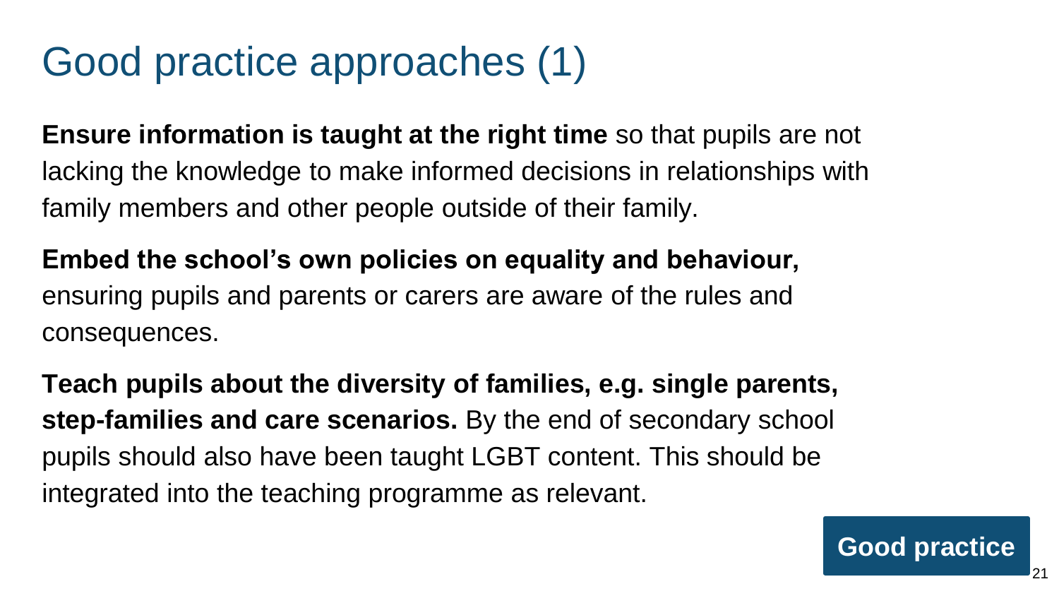# Good practice approaches (1)

**Ensure information is taught at the right time** so that pupils are not lacking the knowledge to make informed decisions in relationships with family members and other people outside of their family.

**Embed the school's own policies on equality and behaviour,** ensuring pupils and parents or carers are aware of the rules and consequences.

**Teach pupils about the diversity of families, e.g. single parents, step-families and care scenarios.** By the end of secondary school pupils should also have been taught LGBT content. This should be integrated into the teaching programme as relevant.

**Good practice**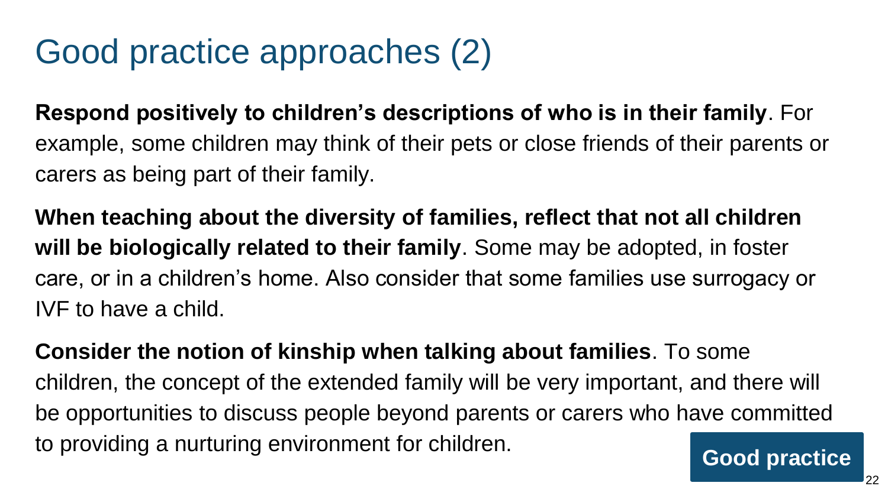# Good practice approaches (2)

**Respond positively to children's descriptions of who is in their family**. For example, some children may think of their pets or close friends of their parents or carers as being part of their family.

**When teaching about the diversity of families, reflect that not all children will be biologically related to their family**. Some may be adopted, in foster care, or in a children's home. Also consider that some families use surrogacy or IVF to have a child.

**Consider the notion of kinship when talking about families**. To some children, the concept of the extended family will be very important, and there will be opportunities to discuss people beyond parents or carers who have committed to providing a nurturing environment for children.

**Good practice**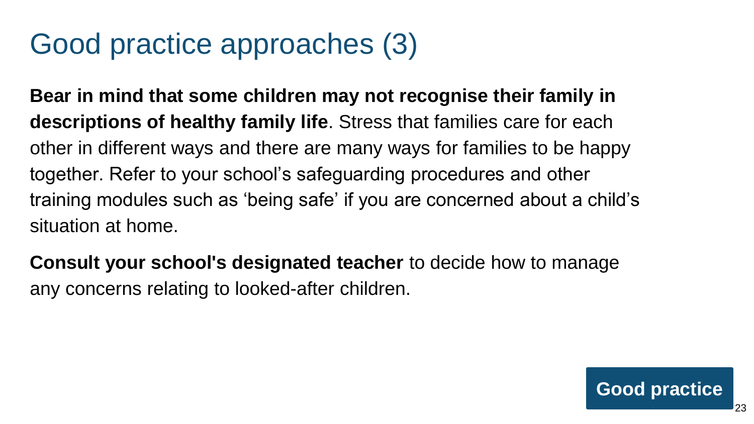# Good practice approaches (3)

**Bear in mind that some children may not recognise their family in descriptions of healthy family life**. Stress that families care for each other in different ways and there are many ways for families to be happy together. Refer to your school's safeguarding procedures and other training modules such as 'being safe' if you are concerned about a child's situation at home.

**Consult your school's designated teacher** to decide how to manage any concerns relating to looked-after children.

**Good practice**